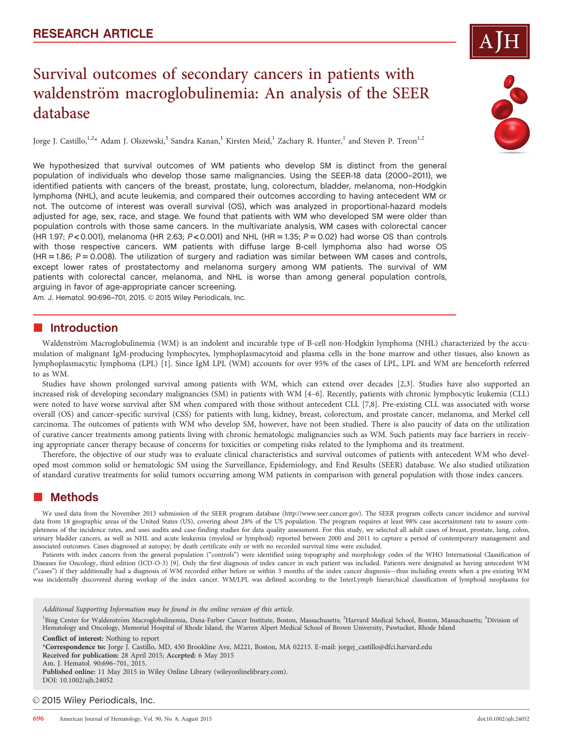RESEARCH ARTICLE

# Survival outcomes of secondary cancers in patients with waldenström macroglobulinemia: An analysis of the SEER database

Jorge J. Castillo,[1,2]* Adam J. Olszewski,[3] Sandra Kanan,[1] Kirsten Meid,[1] Zachary R. Hunter,[1] and Steven P. Treon[1,2]

We hypothesized that survival outcomes of WM patients who develop SM is distinct from the general population of individuals who develop those same malignancies. Using the SEER-18 data (2000–2011), we identified patients with cancers of the breast, prostate, lung, colorectum, bladder, melanoma, non-Hodgkin lymphoma (NHL), and acute leukemia, and compared their outcomes according to having antecedent WM or not. The outcome of interest was overall survival (OS), which was analyzed in proportional-hazard models adjusted for age, sex, race, and stage. We found that patients with WM who developed SM were older than population controls with those same cancers. In the multivariate analysis, WM cases with colorectal cancer (HR 1.97; $P < 0.001$), melanoma (HR 2.63; $P < 0.001$) and NHL (HR = 1.35; $P = 0.02$) had worse OS than controls with those respective cancers. WM patients with diffuse large B-cell lymphoma also had worse OS (HR = 1.86; $P = 0.008$). The utilization of surgery and radiation was similar between WM cases and controls, except lower rates of prostatectomy and melanoma surgery among WM patients. The survival of WM patients with colorectal cancer, melanoma, and NHL is worse than among general population controls, arguing in favor of age-appropriate cancer screening.

Am. J. Hematol. 90:696–701, 2015. © 2015 Wiley Periodicals, Inc.

## Introduction

Waldenström Macroglobulinemia (WM) is an indolent and incurable type of B-cell non-Hodgkin lymphoma (NHL) characterized by the accumulation of malignant IgM-producing lymphocytes, lymphoplasmacytoid and plasma cells in the bone marrow and other tissues, also known as lymphoplasmacytic lymphoma (LPL) [1]. Since IgM LPL (WM) accounts for over 95% of the cases of LPL, LPL and WM are henceforth referred to as WM.

Studies have shown prolonged survival among patients with WM, which can extend over decades [2,3]. Studies have also supported an increased risk of developing secondary malignancies (SM) in patients with WM [4–6]. Recently, patients with chronic lymphocytic leukemia (CLL) were noted to have worse survival after SM when compared with those without antecedent CLL [7,8]. Pre-existing CLL was associated with worse overall (OS) and cancer-specific survival (CSS) for patients with lung, kidney, breast, colorectum, and prostate cancer, melanoma, and Merkel cell carcinoma. The outcomes of patients with WM who develop SM, however, have not been studied. There is also paucity of data on the utilization of curative cancer treatments among patients living with chronic hematologic malignancies such as WM. Such patients may face barriers in receiving appropriate cancer therapy because of concerns for toxicities or competing risks related to the lymphoma and its treatment.

Therefore, the objective of our study was to evaluate clinical characteristics and survival outcomes of patients with antecedent WM who developed most common solid or hematologic SM using the Surveillance, Epidemiology, and End Results (SEER) database. We also studied utilization of standard curative treatments for solid tumors occurring among WM patients in comparison with general population with those index cancers.

## Methods

We used data from the November 2013 submission of the SEER program database (http://www.seer.cancer.gov). The SEER program collects cancer incidence and survival data from 18 geographic areas of the United States (US), covering about 28% of the US population. The program requires at least 98% case ascertainment rate to assure completeness of the incidence rates, and uses audits and case-finding studies for data quality assessment. For this study, we selected all adult cases of breast, prostate, lung, colon, urinary bladder cancers, as well as NHL and acute leukemia (myeloid or lymphoid) reported between 2000 and 2011 to capture a period of contemporary management and associated outcomes. Cases diagnosed at autopsy, by death certificate only or with no recorded survival time were excluded.

Patients with index cancers from the general population ("controls") were identified using topography and morphology codes of the WHO International Classification of Diseases for Oncology, third edition (ICD-O-3) [9]. Only the first diagnosis of index cancer in each patient was included. Patients were designated as having antecedent WM ("cases") if they additionally had a diagnosis of WM recorded either before or within 3 months of the index cancer diagnosis—thus including events when a pre-existing WM was incidentally discovered during workup of the index cancer. WM/LPL was defined according to the InterLymph hierarchical classification of lymphoid neoplasms for

*Additional Supporting Information may be found in the online version of this article.*

[1]Bing Center for Waldenström Macroglobulinemia, Dana-Farber Cancer Institute, Boston, Massachusetts; [2]Harvard Medical School, Boston, Massachusetts; [3]Division of Hematology and Oncology, Memorial Hospital of Rhode Island, the Warren Alpert Medical School of Brown University, Pawtucket, Rhode Island

**Conflict of interest:** Nothing to report

*Correspondence to: Jorge J. Castillo, MD, 450 Brookline Ave, M221, Boston, MA 02215. E-mail: jorgej_castillo@dfci.harvard.edu

**Received for publication:** 28 April 2015; **Accepted:** 6 May 2015

Am. J. Hematol. 90:696–701, 2015.

**Published online:** 11 May 2015 in Wiley Online Library (wileyonlinelibrary.com).

DOI: 10.1002/ajh.24052

© 2015 Wiley Periodicals, Inc.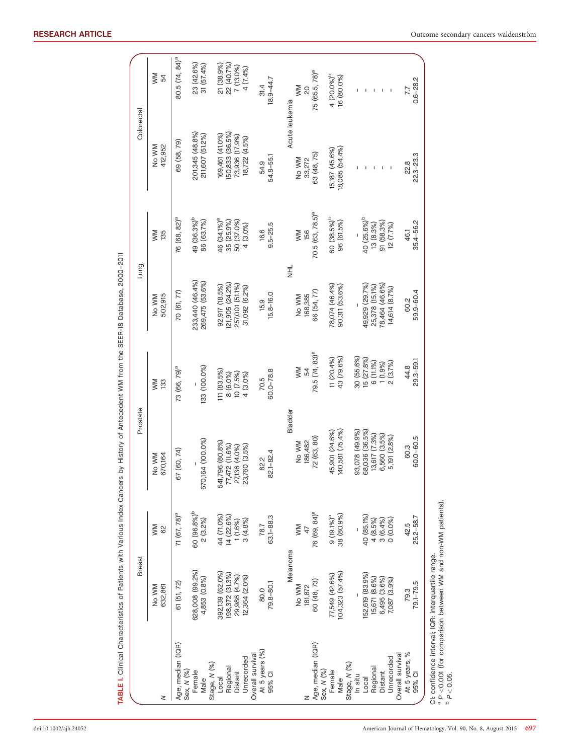**TABLE I.** Clinical Characteristics of Patients with Various Index Cancers by History of Antecedent WM from the SEER-18 Database, 2000–2011

| | Breast | | Prostate | | Lung | | Colorectal | |
|---|---|---|---|---|---|---|---|---|
| | No WM | WM | No WM | WM | No WM | WM | No WM | WM |
| N | 632,861 | 62 | 670,164 | 133 | 502,915 | 135 | 412,952 | 54 |
| Age, median (IQR) | 61 (51, 72) | 71 (67, 78)[a] | 67 (60, 74) | 73 (66, 79)[a] | 70 (61, 77) | 76 (68, 82)[a] | 69 (58, 79) | 80.5 (74, 84)[a] |
| Sex, N (%) | | | | | | | | |
| Female | 628,008 (99.2%) | 60 (96.8%)[b] | – | – | 233,440 (46.4%) | 49 (36.3%)[b] | 201,345 (48.8%) | 23 (42.6%) |
| Male | 4,853 (0.8%) | 2 (3.2%) | 670,164 (100.0%) | 133 (100.0%) | 269,475 (53.6%) | 86 (63.7%) | 211,607 (51.2%) | 31 (57.4%) |
| Stage, N (%) | | | | | | | | |
| Local | 392,139 (62.0%) | 44 (71.0%) | 541,796 (80.8%) | 111 (83.5%) | 92,917 (18.5%) | 46 (34.1%)[a] | 169,461 (41.0%) | 21 (38.9%) |
| Regional | 198,372 (31.3%) | 14 (22.6%) | 77,472 (11.6%) | 8 (6.0%) | 121,905 (24.2%) | 35 (25.9%) | 150,833 (36.5%) | 22 (40.7%) |
| Distant | 29,986 (4.7%) | 1 (1.6%) | 27,136 (4.0%) | 10 (7.5%) | 257,001 (51.1%) | 50 (37.0%) | 73,936 (17.9%) | 7 (13.0%) |
| Unrecorded | 12,364 (2.0%) | 3 (4.8%) | 23,760 (3.5%) | 4 (3.0%) | 31,092 (6.2%) | 4 (3.0%) | 18,722 (4.5%) | 4 (7.4%) |
| Overall survival | | | | | | | | |
| At 5 years (%) | 80.0 | 78.7 | 82.2 | 70.5 | 15.9 | 16.6 | 54.9 | 31.4 |
| 95% CI | 79.8–80.1 | 63.1–88.3 | 82.1–82.4 | 60.0–78.8 | 15.8–16.0 | 9.5–25.5 | 54.8–55.1 | 18.9–44.7 |
| | **Melanoma** | | **Bladder** | | **NHL** | | **Acute leukemia** | |
| | No WM | WM | No WM | WM | No WM | WM | No WM | WM |
| N | 181,872 | 47 | 186,482 | 54 | 168,385 | 156 | 33,272 | 20 |
| Age, median (IQR) | 60 (48, 73) | 76 (69, 84)[a] | 72 (63, 80) | 79.5 (74, 83)[a] | 66 (54, 77) | 70.5 (63, 78.5)[a] | 63 (48, 75) | 75 (65.5, 78)[a] |
| Sex, N (%) | | | | | | | | |
| Female | 77,549 (42.6%) | 9 (19.1%)[a] | 45,901 (24.6%) | 11 (20.4%) | 78,074 (46.4%) | 60 (38.5%)[b] | 15,187 (45.6%) | 4 (20.0%)[b] |
| Male | 104,323 (57.4%) | 38 (80.9%) | 140,581 (75.4%) | 43 (79.6%) | 90,311 (53.6%) | 96 (61.5%) | 18,085 (54.4%) | 16 (80.0%) |
| Stage, N (%) | | | | | | | | |
| In situ | – | – | 93,078 (49.9%) | 30 (55.6%) | – | – | – | – |
| Local | 152,619 (83.9%) | 40 (85.1%) | 68,036 (36.5%) | 15 (27.8%) | 49,929 (29.7%) | 40 (25.6%)[b] | – | – |
| Regional | 15,671 (8.6%) | 4 (8.5%) | 13,617 (7.3%) | 6 (11.1%) | 25,378 (15.1%) | 13 (8.3%) | – | – |
| Distant | 6,495 (3.6%) | 3 (6.4%) | 6,560 (3.5%) | 1 (1.9%) | 78,464 (46.6%) | 91 (58.3%) | – | – |
| Unrecorded | 7,087 (3.9%) | 0 (0.0%) | 5,191 (2.8%) | 2 (3.7%) | 14,614 (8.7%) | 12 (7.7%) | – | – |
| Overall survival | | | | | | | | |
| At 5 years, % | 79.3 | 42.5 | 60.3 | 44.8 | 60.2 | 46.1 | 22.8 | 7.7 |
| 95% CI | 79.1–79.5 | 25.2–58.7 | 60.0–60.5 | 29.3–59.1 | 59.9–60.4 | 35.4–56.2 | 22.3–23.3 | 0.6–28.2 |

CI: confidence interval; IQR: interquartile range.
[a] $P < 0.001$ (for comparison between WM and non-WM patients).
[b] $P < 0.05$.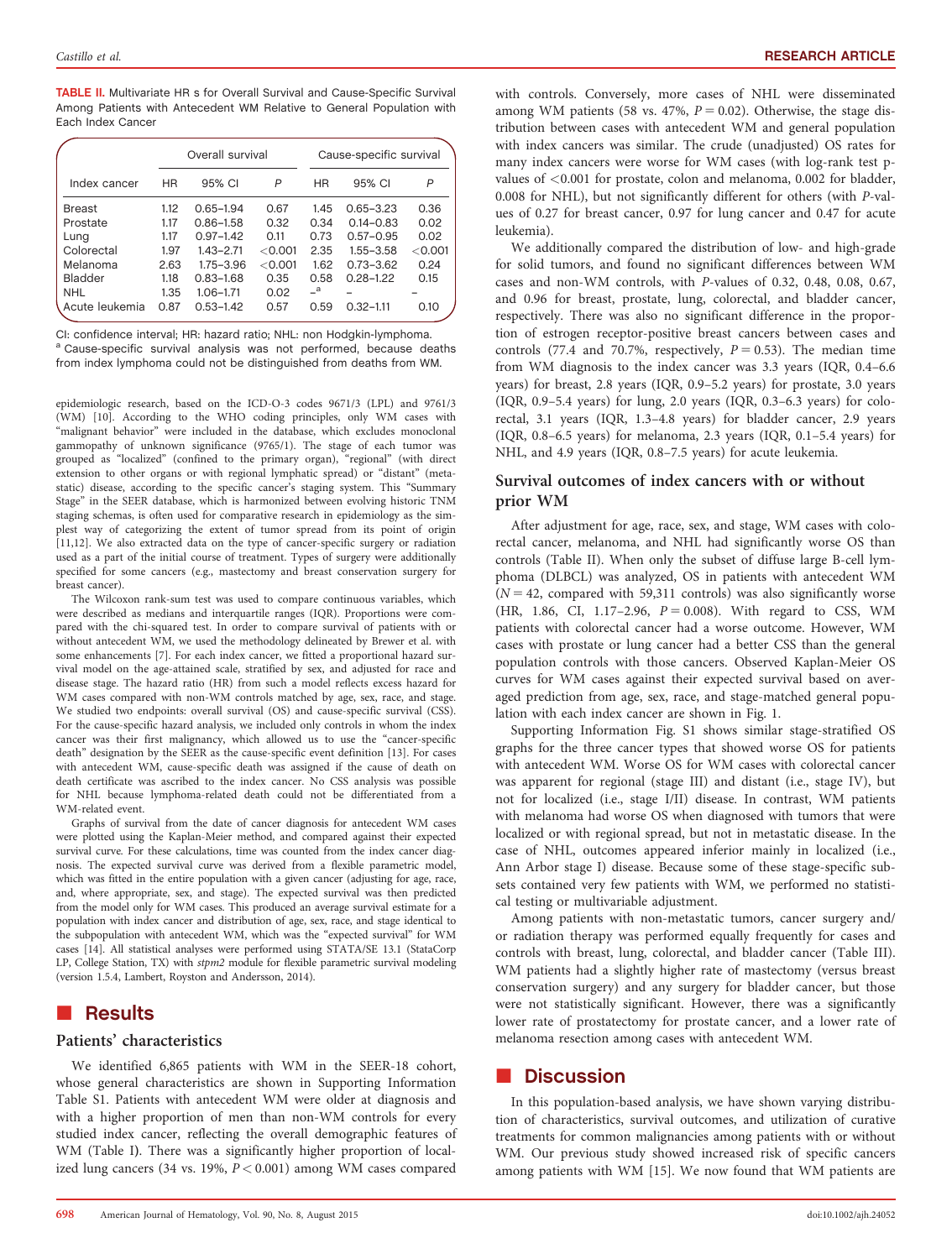TABLE II. Multivariate HR s for Overall Survival and Cause-Specific Survival Among Patients with Antecedent WM Relative to General Population with Each Index Cancer

| Index cancer | Overall survival | | | Cause-specific survival | | |
|---|---|---|---|---|---|---|
| | HR | 95% CI | P | HR | 95% CI | P |
| Breast | 1.12 | 0.65–1.94 | 0.67 | 1.45 | 0.65–3.23 | 0.36 |
| Prostate | 1.17 | 0.86–1.58 | 0.32 | 0.34 | 0.14–0.83 | 0.02 |
| Lung | 1.17 | 0.97–1.42 | 0.11 | 0.73 | 0.57–0.95 | 0.02 |
| Colorectal | 1.97 | 1.43–2.71 | <0.001 | 2.35 | 1.55–3.58 | <0.001 |
| Melanoma | 2.63 | 1.75–3.96 | <0.001 | 1.62 | 0.73–3.62 | 0.24 |
| Bladder | 1.18 | 0.83–1.68 | 0.35 | 0.58 | 0.28–1.22 | 0.15 |
| NHL | 1.35 | 1.06–1.71 | 0.02 | –[a] | – | – |
| Acute leukemia | 0.87 | 0.53–1.42 | 0.57 | 0.59 | 0.32–1.11 | 0.10 |

CI: confidence interval; HR: hazard ratio; NHL: non Hodgkin-lymphoma.
[a] Cause-specific survival analysis was not performed, because deaths from index lymphoma could not be distinguished from deaths from WM.

epidemiologic research, based on the ICD-O-3 codes 9671/3 (LPL) and 9761/3 (WM) [10]. According to the WHO coding principles, only WM cases with "malignant behavior" were included in the database, which excludes monoclonal gammopathy of unknown significance (9765/1). The stage of each tumor was grouped as "localized" (confined to the primary organ), "regional" (with direct extension to other organs or with regional lymphatic spread) or "distant" (metastatic) disease, according to the specific cancer's staging system. This "Summary Stage" in the SEER database, which is harmonized between evolving historic TNM staging schemas, is often used for comparative research in epidemiology as the simplest way of categorizing the extent of tumor spread from its point of origin [11,12]. We also extracted data on the type of cancer-specific surgery or radiation used as a part of the initial course of treatment. Types of surgery were additionally specified for some cancers (e.g., mastectomy and breast conservation surgery for breast cancer).

The Wilcoxon rank-sum test was used to compare continuous variables, which were described as medians and interquartile ranges (IQR). Proportions were compared with the chi-squared test. In order to compare survival of patients with or without antecedent WM, we used the methodology delineated by Brewer et al. with some enhancements [7]. For each index cancer, we fitted a proportional hazard survival model on the age-attained scale, stratified by sex, and adjusted for race and disease stage. The hazard ratio (HR) from such a model reflects excess hazard for WM cases compared with non-WM controls matched by age, sex, race, and stage. We studied two endpoints: overall survival (OS) and cause-specific survival (CSS). For the cause-specific hazard analysis, we included only controls in whom the index cancer was their first malignancy, which allowed us to use the "cancer-specific death" designation by the SEER as the cause-specific event definition [13]. For cases with antecedent WM, cause-specific death was assigned if the cause of death on death certificate was ascribed to the index cancer. No CSS analysis was possible for NHL because lymphoma-related death could not be differentiated from a WM-related event.

Graphs of survival from the date of cancer diagnosis for antecedent WM cases were plotted using the Kaplan-Meier method, and compared against their expected survival curve. For these calculations, time was counted from the index cancer diagnosis. The expected survival curve was derived from a flexible parametric model, which was fitted in the entire population with a given cancer (adjusting for age, race, and, where appropriate, sex, and stage). The expected survival was then predicted from the model only for WM cases. This produced an average survival estimate for a population with index cancer and distribution of age, sex, race, and stage identical to the subpopulation with antecedent WM, which was the "expected survival" for WM cases [14]. All statistical analyses were performed using STATA/SE 13.1 (StataCorp LP, College Station, TX) with *stpm2* module for flexible parametric survival modeling (version 1.5.4, Lambert, Royston and Andersson, 2014).

# Results

## Patients' characteristics

We identified 6,865 patients with WM in the SEER-18 cohort, whose general characteristics are shown in Supporting Information Table S1. Patients with antecedent WM were older at diagnosis and with a higher proportion of men than non-WM controls for every studied index cancer, reflecting the overall demographic features of WM (Table I). There was a significantly higher proportion of localized lung cancers (34 vs. 19%, $P < 0.001$) among WM cases compared with controls. Conversely, more cases of NHL were disseminated among WM patients (58 vs. 47%, $P = 0.02$). Otherwise, the stage distribution between cases with antecedent WM and general population with index cancers was similar. The crude (unadjusted) OS rates for many index cancers were worse for WM cases (with log-rank test p-values of <0.001 for prostate, colon and melanoma, 0.002 for bladder, 0.008 for NHL), but not significantly different for others (with P-values of 0.27 for breast cancer, 0.97 for lung cancer and 0.47 for acute leukemia).

We additionally compared the distribution of low- and high-grade for solid tumors, and found no significant differences between WM cases and non-WM controls, with P-values of 0.32, 0.48, 0.08, 0.67, and 0.96 for breast, prostate, lung, colorectal, and bladder cancer, respectively. There was also no significant difference in the proportion of estrogen receptor-positive breast cancers between cases and controls (77.4 and 70.7%, respectively, $P = 0.53$). The median time from WM diagnosis to the index cancer was 3.3 years (IQR, 0.4–6.6 years) for breast, 2.8 years (IQR, 0.9–5.2 years) for prostate, 3.0 years (IQR, 0.9–5.4 years) for lung, 2.0 years (IQR, 0.3–6.3 years) for colorectal, 3.1 years (IQR, 1.3–4.8 years) for bladder cancer, 2.9 years (IQR, 0.8–6.5 years) for melanoma, 2.3 years (IQR, 0.1–5.4 years) for NHL, and 4.9 years (IQR, 0.8–7.5 years) for acute leukemia.

## Survival outcomes of index cancers with or without prior WM

After adjustment for age, race, sex, and stage, WM cases with colorectal cancer, melanoma, and NHL had significantly worse OS than controls (Table II). When only the subset of diffuse large B-cell lymphoma (DLBCL) was analyzed, OS in patients with antecedent WM ($N = 42$, compared with 59,311 controls) was also significantly worse (HR, 1.86, CI, 1.17–2.96, $P = 0.008$). With regard to CSS, WM patients with colorectal cancer had a worse outcome. However, WM cases with prostate or lung cancer had a better CSS than the general population controls with those cancers. Observed Kaplan-Meier OS curves for WM cases against their expected survival based on averaged prediction from age, sex, race, and stage-matched general population with each index cancer are shown in Fig. 1.

Supporting Information Fig. S1 shows similar stage-stratified OS graphs for the three cancer types that showed worse OS for patients with antecedent WM. Worse OS for WM cases with colorectal cancer was apparent for regional (stage III) and distant (i.e., stage IV), but not for localized (i.e., stage I/II) disease. In contrast, WM patients with melanoma had worse OS when diagnosed with tumors that were localized or with regional spread, but not in metastatic disease. In the case of NHL, outcomes appeared inferior mainly in localized (i.e., Ann Arbor stage I) disease. Because some of these stage-specific subsets contained very few patients with WM, we performed no statistical testing or multivariable adjustment.

Among patients with non-metastatic tumors, cancer surgery and/or radiation therapy was performed equally frequently for cases and controls with breast, lung, colorectal, and bladder cancer (Table III). WM patients had a slightly higher rate of mastectomy (versus breast conservation surgery) and any surgery for bladder cancer, but those were not statistically significant. However, there was a significantly lower rate of prostatectomy for prostate cancer, and a lower rate of melanoma resection among cases with antecedent WM.

# Discussion

In this population-based analysis, we have shown varying distribution of characteristics, survival outcomes, and utilization of curative treatments for common malignancies among patients with or without WM. Our previous study showed increased risk of specific cancers among patients with WM [15]. We now found that WM patients are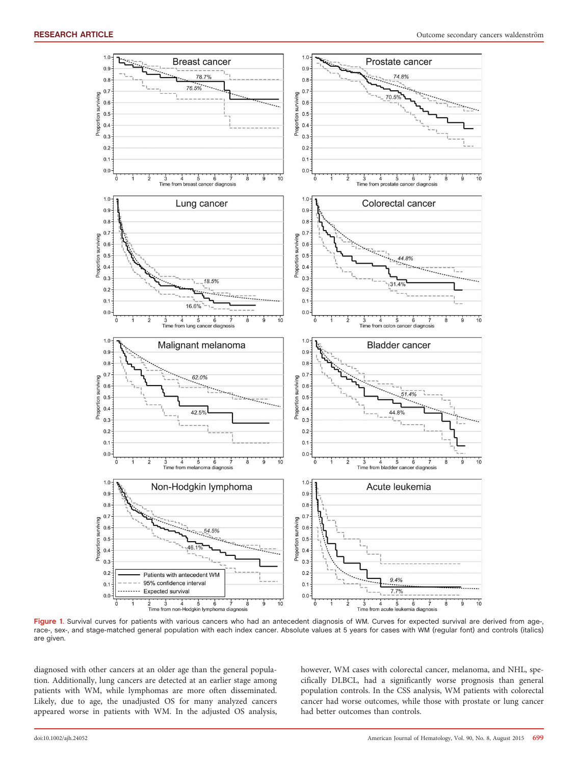**Figure 1**. Survival curves for patients with various cancers who had an antecedent diagnosis of WM. Curves for expected survival are derived from age-, race-, sex-, and stage-matched general population with each index cancer. Absolute values at 5 years for cases with WM (regular font) and controls (italics) are given.

diagnosed with other cancers at an older age than the general population. Additionally, lung cancers are detected at an earlier stage among patients with WM, while lymphomas are more often disseminated. Likely, due to age, the unadjusted OS for many analyzed cancers appeared worse in patients with WM. In the adjusted OS analysis, however, WM cases with colorectal cancer, melanoma, and NHL, specifically DLBCL, had a significantly worse prognosis than general population controls. In the CSS analysis, WM patients with colorectal cancer had worse outcomes, while those with prostate or lung cancer had better outcomes than controls.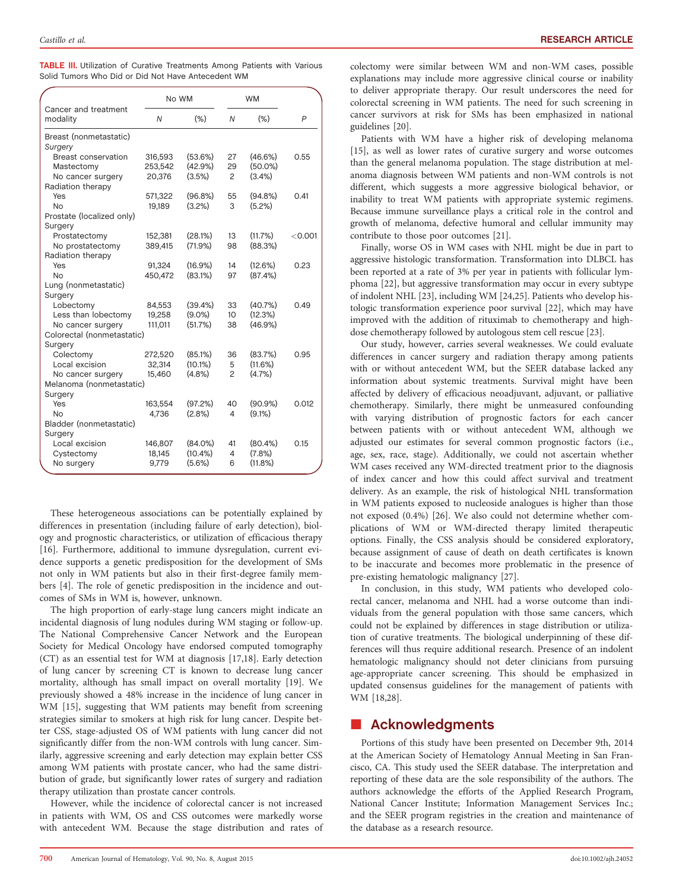**TABLE III.** Utilization of Curative Treatments Among Patients with Various Solid Tumors Who Did or Did Not Have Antecedent WM

| Cancer and treatment modality | No WM | | WM | | |
|---|---|---|---|---|---|
| | *N* | (%) | *N* | (%) | *P* |
| Breast (nonmetastatic) | | | | | |
| *Surgery* | | | | | |
| Breast conservation | 316,593 | (53.6%) | 27 | (46.6%) | 0.55 |
| Mastectomy | 253,542 | (42.9%) | 29 | (50.0%) | |
| No cancer surgery | 20,376 | (3.5%) | 2 | (3.4%) | |
| Radiation therapy | | | | | |
| Yes | 571,322 | (96.8%) | 55 | (94.8%) | 0.41 |
| No | 19,189 | (3.2%) | 3 | (5.2%) | |
| Prostate (localized only) | | | | | |
| Surgery | | | | | |
| Prostatectomy | 152,381 | (28.1%) | 13 | (11.7%) | <0.001 |
| No prostatectomy | 389,415 | (71.9%) | 98 | (88.3%) | |
| Radiation therapy | | | | | |
| Yes | 91,324 | (16.9%) | 14 | (12.6%) | 0.23 |
| No | 450,472 | (83.1%) | 97 | (87.4%) | |
| Lung (nonmetastatic) | | | | | |
| Surgery | | | | | |
| Lobectomy | 84,553 | (39.4%) | 33 | (40.7%) | 0.49 |
| Less than lobectomy | 19,258 | (9.0%) | 10 | (12.3%) | |
| No cancer surgery | 111,011 | (51.7%) | 38 | (46.9%) | |
| Colorectal (nonmetastatic) | | | | | |
| Surgery | | | | | |
| Colectomy | 272,520 | (85.1%) | 36 | (83.7%) | 0.95 |
| Local excision | 32,314 | (10.1%) | 5 | (11.6%) | |
| No cancer surgery | 15,460 | (4.8%) | 2 | (4.7%) | |
| Melanoma (nonmetastatic) | | | | | |
| Surgery | | | | | |
| Yes | 163,554 | (97.2%) | 40 | (90.9%) | 0.012 |
| No | 4,736 | (2.8%) | 4 | (9.1%) | |
| Bladder (nonmetastatic) | | | | | |
| Surgery | | | | | |
| Local excision | 146,807 | (84.0%) | 41 | (80.4%) | 0.15 |
| Cystectomy | 18,145 | (10.4%) | 4 | (7.8%) | |
| No surgery | 9,779 | (5.6%) | 6 | (11.8%) | |

These heterogeneous associations can be potentially explained by differences in presentation (including failure of early detection), biology and prognostic characteristics, or utilization of efficacious therapy [16]. Furthermore, additional to immune dysregulation, current evidence supports a genetic predisposition for the development of SMs not only in WM patients but also in their first-degree family members [4]. The role of genetic predisposition in the incidence and outcomes of SMs in WM is, however, unknown.

The high proportion of early-stage lung cancers might indicate an incidental diagnosis of lung nodules during WM staging or follow-up. The National Comprehensive Cancer Network and the European Society for Medical Oncology have endorsed computed tomography (CT) as an essential test for WM at diagnosis [17,18]. Early detection of lung cancer by screening CT is known to decrease lung cancer mortality, although has small impact on overall mortality [19]. We previously showed a 48% increase in the incidence of lung cancer in WM [15], suggesting that WM patients may benefit from screening strategies similar to smokers at high risk for lung cancer. Despite better CSS, stage-adjusted OS of WM patients with lung cancer did not significantly differ from the non-WM controls with lung cancer. Similarly, aggressive screening and early detection may explain better CSS among WM patients with prostate cancer, who had the same distribution of grade, but significantly lower rates of surgery and radiation therapy utilization than prostate cancer controls.

However, while the incidence of colorectal cancer is not increased in patients with WM, OS and CSS outcomes were markedly worse with antecedent WM. Because the stage distribution and rates of colectomy were similar between WM and non-WM cases, possible explanations may include more aggressive clinical course or inability to deliver appropriate therapy. Our result underscores the need for colorectal screening in WM patients. The need for such screening in cancer survivors at risk for SMs has been emphasized in national guidelines [20].

Patients with WM have a higher risk of developing melanoma [15], as well as lower rates of curative surgery and worse outcomes than the general melanoma population. The stage distribution at melanoma diagnosis between WM patients and non-WM controls is not different, which suggests a more aggressive biological behavior, or inability to treat WM patients with appropriate systemic regimens. Because immune surveillance plays a critical role in the control and growth of melanoma, defective humoral and cellular immunity may contribute to those poor outcomes [21].

Finally, worse OS in WM cases with NHL might be due in part to aggressive histologic transformation. Transformation into DLBCL has been reported at a rate of 3% per year in patients with follicular lymphoma [22], but aggressive transformation may occur in every subtype of indolent NHL [23], including WM [24,25]. Patients who develop histologic transformation experience poor survival [22], which may have improved with the addition of rituximab to chemotherapy and high-dose chemotherapy followed by autologous stem cell rescue [23].

Our study, however, carries several weaknesses. We could evaluate differences in cancer surgery and radiation therapy among patients with or without antecedent WM, but the SEER database lacked any information about systemic treatments. Survival might have been affected by delivery of efficacious neoadjuvant, adjuvant, or palliative chemotherapy. Similarly, there might be unmeasured confounding with varying distribution of prognostic factors for each cancer between patients with or without antecedent WM, although we adjusted our estimates for several common prognostic factors (i.e., age, sex, race, stage). Additionally, we could not ascertain whether WM cases received any WM-directed treatment prior to the diagnosis of index cancer and how this could affect survival and treatment delivery. As an example, the risk of histological NHL transformation in WM patients exposed to nucleoside analogues is higher than those not exposed (0.4%) [26]. We also could not determine whether complications of WM or WM-directed therapy limited therapeutic options. Finally, the CSS analysis should be considered exploratory, because assignment of cause of death on death certificates is known to be inaccurate and becomes more problematic in the presence of pre-existing hematologic malignancy [27].

In conclusion, in this study, WM patients who developed colorectal cancer, melanoma and NHL had a worse outcome than individuals from the general population with those same cancers, which could not be explained by differences in stage distribution or utilization of curative treatments. The biological underpinning of these differences will thus require additional research. Presence of an indolent hematologic malignancy should not deter clinicians from pursuing age-appropriate cancer screening. This should be emphasized in updated consensus guidelines for the management of patients with WM [18,28].

## Acknowledgments

Portions of this study have been presented on December 9th, 2014 at the American Society of Hematology Annual Meeting in San Francisco, CA. This study used the SEER database. The interpretation and reporting of these data are the sole responsibility of the authors. The authors acknowledge the efforts of the Applied Research Program, National Cancer Institute; Information Management Services Inc.; and the SEER program registries in the creation and maintenance of the database as a research resource.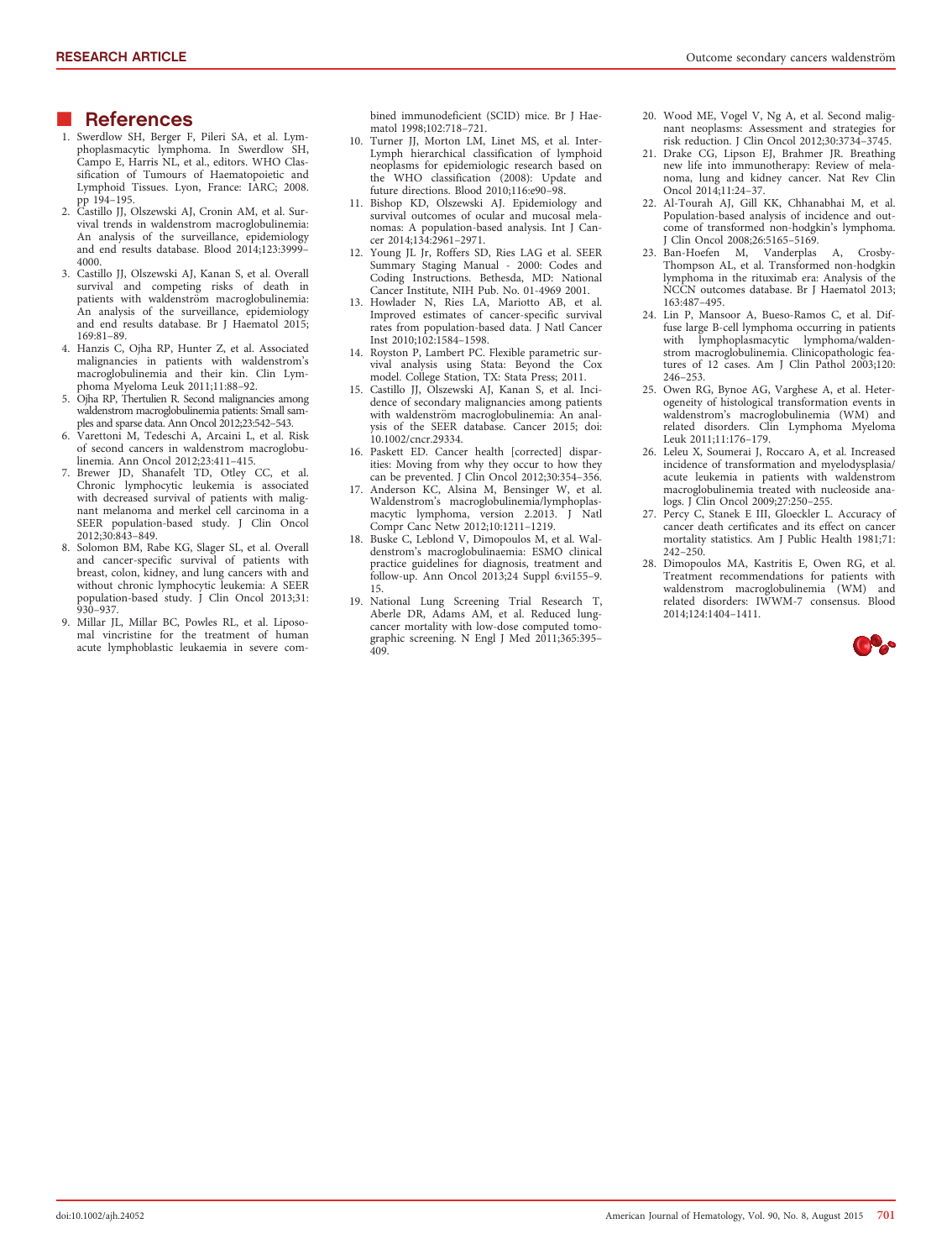## References

1. Swerdlow SH, Berger F, Pileri SA, et al. Lymphoplasmacytic lymphoma. In Swerdlow SH, Campo E, Harris NL, et al., editors. WHO Classification of Tumours of Haematopoietic and Lymphoid Tissues. Lyon, France: IARC; 2008. pp 194–195.
2. Castillo JJ, Olszewski AJ, Cronin AM, et al. Survival trends in waldenstrom macroglobulinemia: An analysis of the surveillance, epidemiology and end results database. Blood 2014;123:3999–4000.
3. Castillo JJ, Olszewski AJ, Kanan S, et al. Overall survival and competing risks of death in patients with waldenström macroglobulinemia: An analysis of the surveillance, epidemiology and end results database. Br J Haematol 2015; 169:81–89.
4. Hanzis C, Ojha RP, Hunter Z, et al. Associated malignancies in patients with waldenstrom's macroglobulinemia and their kin. Clin Lymphoma Myeloma Leuk 2011;11:88–92.
5. Ojha RP, Thertulien R. Second malignancies among waldenstrom macroglobulinemia patients: Small samples and sparse data. Ann Oncol 2012;23:542–543.
6. Varettoni M, Tedeschi A, Arcaini L, et al. Risk of second cancers in waldenstrom macroglobulinemia. Ann Oncol 2012;23:411–415.
7. Brewer JD, Shanafelt TD, Otley CC, et al. Chronic lymphocytic leukemia is associated with decreased survival of patients with malignant melanoma and merkel cell carcinoma in a SEER population-based study. J Clin Oncol 2012;30:843–849.
8. Solomon BM, Rabe KG, Slager SL, et al. Overall and cancer-specific survival of patients with breast, colon, kidney, and lung cancers with and without chronic lymphocytic leukemia: A SEER population-based study. J Clin Oncol 2013;31: 930–937.
9. Millar JL, Millar BC, Powles RL, et al. Liposomal vincristine for the treatment of human acute lymphoblastic leukaemia in severe combined immunodeficient (SCID) mice. Br J Haematol 1998;102:718–721.
10. Turner JJ, Morton LM, Linet MS, et al. InterLymph hierarchical classification of lymphoid neoplasms for epidemiologic research based on the WHO classification (2008): Update and future directions. Blood 2010;116:e90–98.
11. Bishop KD, Olszewski AJ. Epidemiology and survival outcomes of ocular and mucosal melanomas: A population-based analysis. Int J Cancer 2014;134:2961–2971.
12. Young JL Jr, Roffers SD, Ries LAG et al. SEER Summary Staging Manual - 2000: Codes and Coding Instructions. Bethesda, MD: National Cancer Institute, NIH Pub. No. 01-4969 2001.
13. Howlader N, Ries LA, Mariotto AB, et al. Improved estimates of cancer-specific survival rates from population-based data. J Natl Cancer Inst 2010;102:1584–1598.
14. Royston P, Lambert PC. Flexible parametric survival analysis using Stata: Beyond the Cox model. College Station, TX: Stata Press; 2011.
15. Castillo JJ, Olszewski AJ, Kanan S, et al. Incidence of secondary malignancies among patients with waldenström macroglobulinemia: An analysis of the SEER database. Cancer 2015; doi: 10.1002/cncr.29334.
16. Paskett ED. Cancer health [corrected] disparities: Moving from why they occur to how they can be prevented. J Clin Oncol 2012;30:354–356.
17. Anderson KC, Alsina M, Bensinger W, et al. Waldenstrom's macroglobulinemia/lymphoplasmacytic lymphoma, version 2.2013. J Natl Compr Canc Netw 2012;10:1211–1219.
18. Buske C, Leblond V, Dimopoulos M, et al. Waldenstrom's macroglobulinaemia: ESMO clinical practice guidelines for diagnosis, treatment and follow-up. Ann Oncol 2013;24 Suppl 6:vi155–9. 15.
19. National Lung Screening Trial Research T, Aberle DR, Adams AM, et al. Reduced lung-cancer mortality with low-dose computed tomographic screening. N Engl J Med 2011;365:395–409.
20. Wood ME, Vogel V, Ng A, et al. Second malignant neoplasms: Assessment and strategies for risk reduction. J Clin Oncol 2012;30:3734–3745.
21. Drake CG, Lipson EJ, Brahmer JR. Breathing new life into immunotherapy: Review of melanoma, lung and kidney cancer. Nat Rev Clin Oncol 2014;11:24–37.
22. Al-Tourah AJ, Gill KK, Chhanabhai M, et al. Population-based analysis of incidence and outcome of transformed non-hodgkin's lymphoma. J Clin Oncol 2008;26:5165–5169.
23. Ban-Hoefen M, Vanderplas A, Crosby-Thompson AL, et al. Transformed non-hodgkin lymphoma in the rituximab era: Analysis of the NCCN outcomes database. Br J Haematol 2013; 163:487–495.
24. Lin P, Mansoor A, Bueso-Ramos C, et al. Diffuse large B-cell lymphoma occurring in patients with lymphoplasmacytic lymphoma/waldenstrom macroglobulinemia. Clinicopathologic features of 12 cases. Am J Clin Pathol 2003;120: 246–253.
25. Owen RG, Bynoe AG, Varghese A, et al. Heterogeneity of histological transformation events in waldenstrom's macroglobulinemia (WM) and related disorders. Clin Lymphoma Myeloma Leuk 2011;11:176–179.
26. Leleu X, Soumerai J, Roccaro A, et al. Increased incidence of transformation and myelodysplasia/acute leukemia in patients with waldenstrom macroglobulinemia treated with nucleoside analogs. J Clin Oncol 2009;27:250–255.
27. Percy C, Stanek E III, Gloeckler L. Accuracy of cancer death certificates and its effect on cancer mortality statistics. Am J Public Health 1981;71: 242–250.
28. Dimopoulos MA, Kastritis E, Owen RG, et al. Treatment recommendations for patients with waldenstrom macroglobulinemia (WM) and related disorders: IWWM-7 consensus. Blood 2014;124:1404–1411.